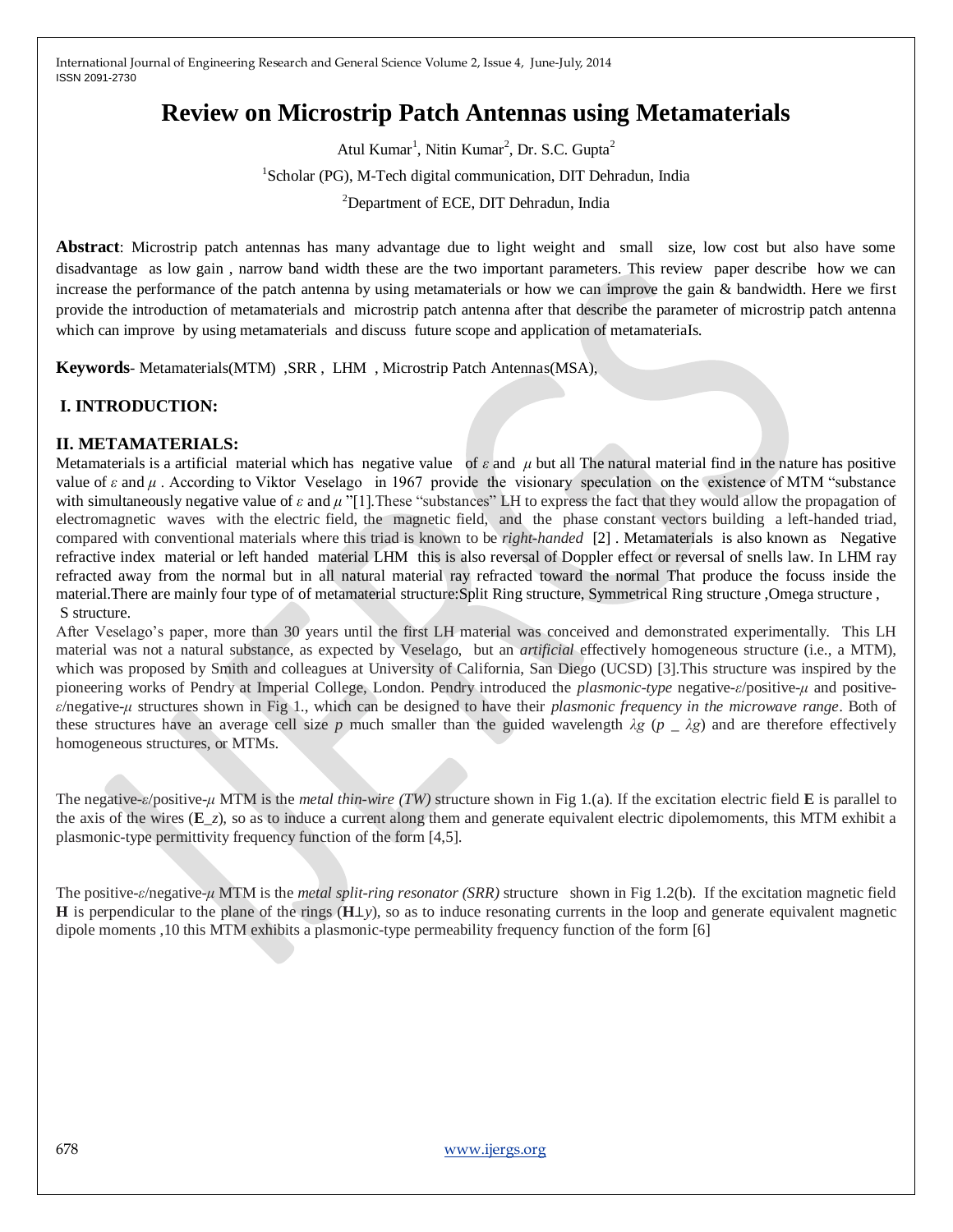# Review on Microstrip Patch Antennas using Metamaterials

Atul Kumar[1], Nitin Kumar[2], Dr. S.C. Gupta[2]

[1]Scholar (PG), M-Tech digital communication, DIT Dehradun, India

[2]Department of ECE, DIT Dehradun, India

**Abstract**: Microstrip patch antennas has many advantage due to light weight and small size, low cost but also have some disadvantage as low gain , narrow band width these are the two important parameters. This review paper describe how we can increase the performance of the patch antenna by using metamaterials or how we can improve the gain & bandwidth. Here we first provide the introduction of metamaterials and microstrip patch antenna after that describe the parameter of microstrip patch antenna which can improve by using metamaterials and discuss future scope and application of metamaterials.

**Keywords**- Metamaterials(MTM) ,SRR , LHM , Microstrip Patch Antennas(MSA),

## I. INTRODUCTION:

## II. METAMATERIALS:

Metamaterials is a artificial material which has negative value of $\varepsilon$ and $\mu$ but all The natural material find in the nature has positive value of $\varepsilon$ and $\mu$ . According to Viktor Veselago in 1967 provide the visionary speculation on the existence of MTM "substance with simultaneously negative value of $\varepsilon$ and $\mu$ "[1].These "substances" LH to express the fact that they would allow the propagation of electromagnetic waves with the electric field, the magnetic field, and the phase constant vectors building a left-handed triad, compared with conventional materials where this triad is known to be *right-handed* [2] . Metamaterials is also known as Negative refractive index material or left handed material LHM this is also reversal of Doppler effect or reversal of snells law. In LHM ray refracted away from the normal but in all natural material ray refracted toward the normal That produce the focuss inside the material.There are mainly four type of of metamaterial structure:Split Ring structure, Symmetrical Ring structure ,Omega structure , S structure.

After Veselago's paper, more than 30 years until the first LH material was conceived and demonstrated experimentally. This LH material was not a natural substance, as expected by Veselago, but an *artificial* effectively homogeneous structure (i.e., a MTM), which was proposed by Smith and colleagues at University of California, San Diego (UCSD) [3].This structure was inspired by the pioneering works of Pendry at Imperial College, London. Pendry introduced the *plasmonic-type* negative-$\varepsilon$/positive-$\mu$ and positive-$\varepsilon$/negative-$\mu$ structures shown in Fig 1., which can be designed to have their *plasmonic frequency in the microwave range*. Both of these structures have an average cell size $p$ much smaller than the guided wavelength $\lambda g$ ($p$ _ $\lambda g$) and are therefore effectively homogeneous structures, or MTMs.

The negative-$\varepsilon$/positive-$\mu$ MTM is the *metal thin-wire (TW)* structure shown in Fig 1.(a). If the excitation electric field **E** is parallel to the axis of the wires (**E**_$z$), so as to induce a current along them and generate equivalent electric dipolemoments, this MTM exhibit a plasmonic-type permittivity frequency function of the form [4,5].

The positive-$\varepsilon$/negative-$\mu$ MTM is the *metal split-ring resonator (SRR)* structure shown in Fig 1.2(b). If the excitation magnetic field **H** is perpendicular to the plane of the rings (**H**⊥$y$), so as to induce resonating currents in the loop and generate equivalent magnetic dipole moments ,10 this MTM exhibits a plasmonic-type permeability frequency function of the form [6]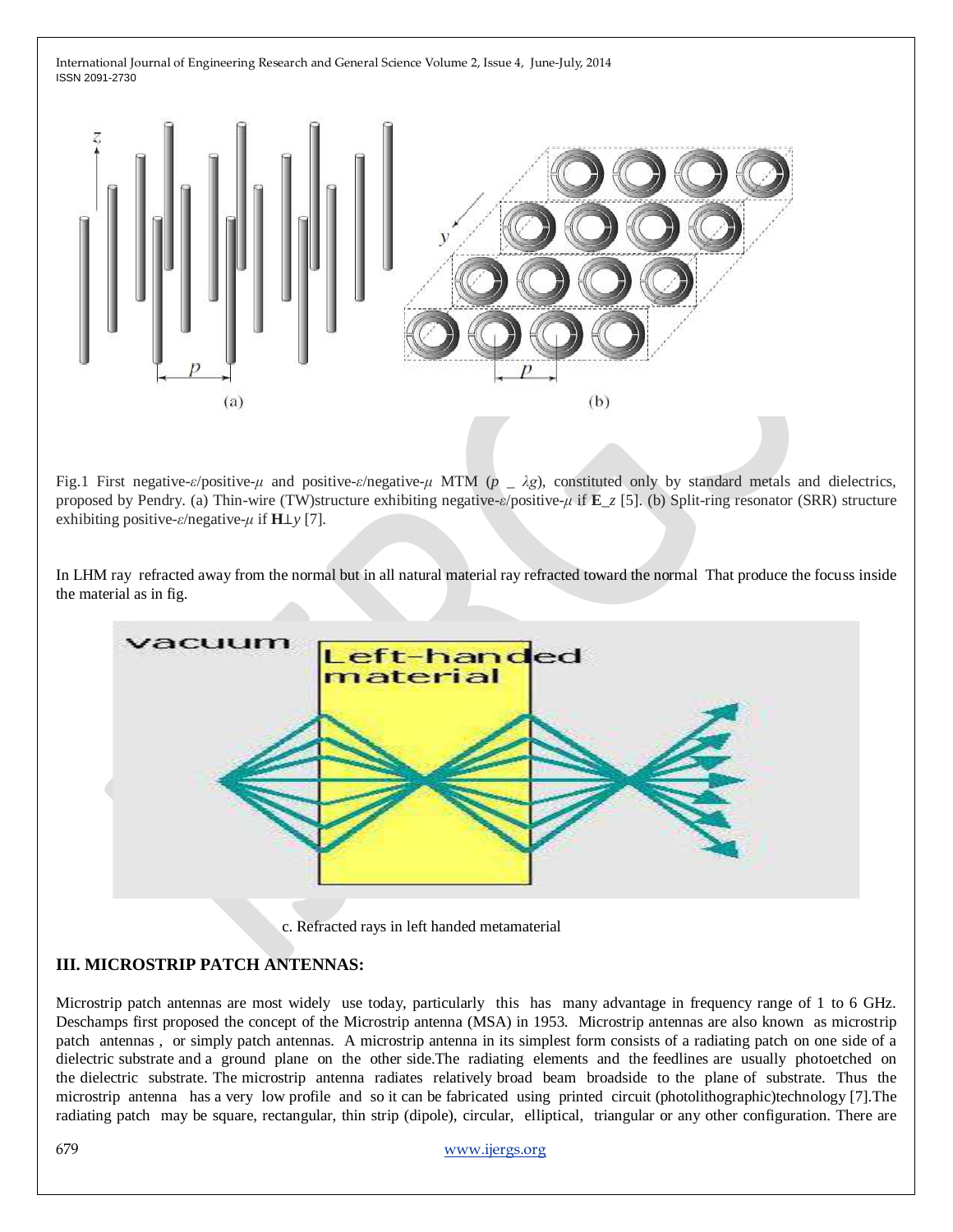Fig.1 First negative-$\varepsilon$/positive-$\mu$ and positive-$\varepsilon$/negative-$\mu$ MTM ($p$ _ $\lambda g$), constituted only by standard metals and dielectrics, proposed by Pendry. (a) Thin-wire (TW)structure exhibiting negative-$\varepsilon$/positive-$\mu$ if **E**_$z$ [5]. (b) Split-ring resonator (SRR) structure exhibiting positive-$\varepsilon$/negative-$\mu$ if **H**⊥$y$ [7].

In LHM ray refracted away from the normal but in all natural material ray refracted toward the normal That produce the focuss inside the material as in fig.

c. Refracted rays in left handed metamaterial

## III. MICROSTRIP PATCH ANTENNAS:

Microstrip patch antennas are most widely use today, particularly this has many advantage in frequency range of 1 to 6 GHz. Deschamps first proposed the concept of the Microstrip antenna (MSA) in 1953. Microstrip antennas are also known as microstrip patch antennas , or simply patch antennas. A microstrip antenna in its simplest form consists of a radiating patch on one side of a dielectric substrate and a ground plane on the other side.The radiating elements and the feedlines are usually photoetched on the dielectric substrate. The microstrip antenna radiates relatively broad beam broadside to the plane of substrate. Thus the microstrip antenna has a very low profile and so it can be fabricated using printed circuit (photolithographic)technology [7].The radiating patch may be square, rectangular, thin strip (dipole), circular, elliptical, triangular or any other configuration. There are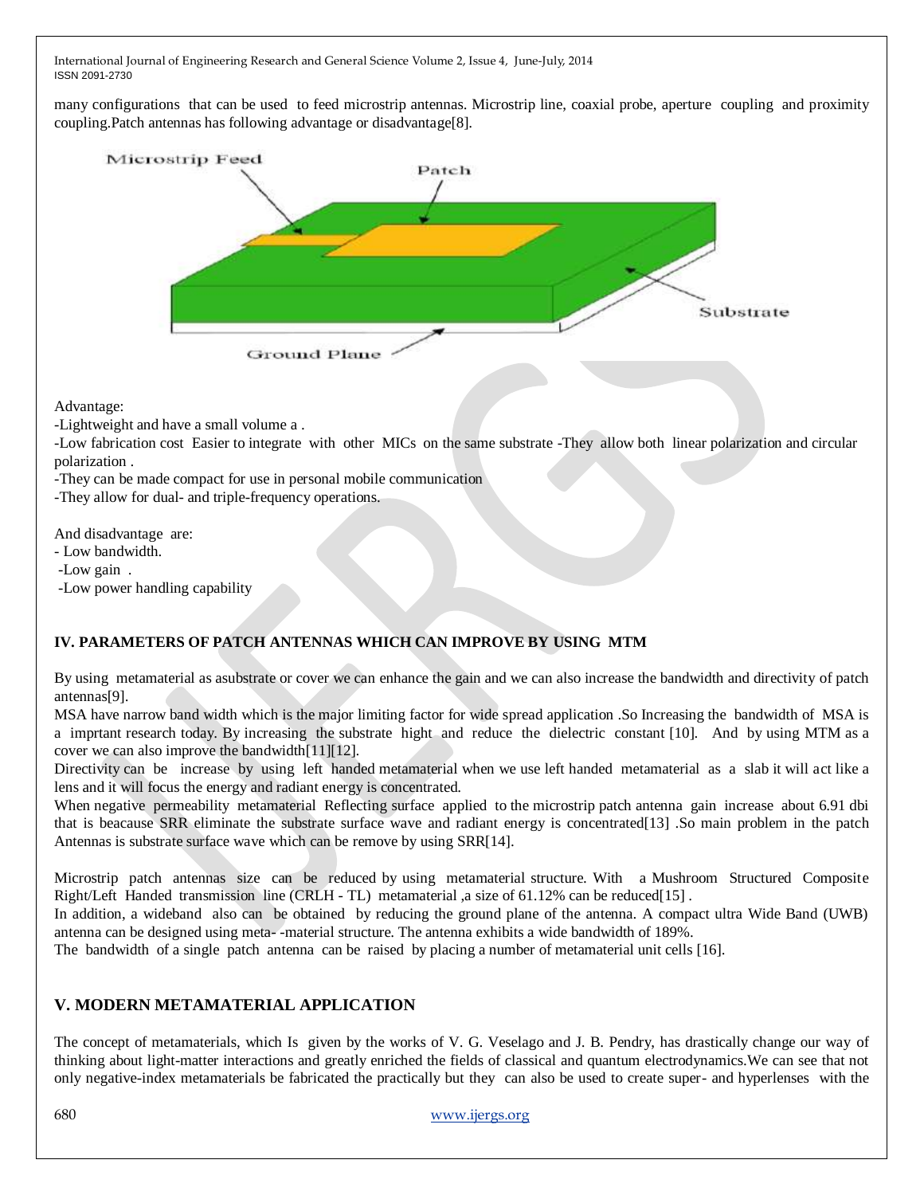many configurations that can be used to feed microstrip antennas. Microstrip line, coaxial probe, aperture coupling and proximity coupling.Patch antennas has following advantage or disadvantage[8].

Advantage:

-Lightweight and have a small volume a .

-Low fabrication cost Easier to integrate with other MICs on the same substrate -They allow both linear polarization and circular polarization .

-They can be made compact for use in personal mobile communication

-They allow for dual- and triple-frequency operations.

And disadvantage are:

- Low bandwidth.
- -Low gain .
- -Low power handling capability

## IV. PARAMETERS OF PATCH ANTENNAS WHICH CAN IMPROVE BY USING MTM

By using metamaterial as asubstrate or cover we can enhance the gain and we can also increase the bandwidth and directivity of patch antennas[9].

MSA have narrow band width which is the major limiting factor for wide spread application .So Increasing the bandwidth of MSA is a imprtant research today. By increasing the substrate hight and reduce the dielectric constant [10]. And by using MTM as a cover we can also improve the bandwidth[11][12].

Directivity can be increase by using left handed metamaterial when we use left handed metamaterial as a slab it will act like a lens and it will focus the energy and radiant energy is concentrated.

When negative permeability metamaterial Reflecting surface applied to the microstrip patch antenna gain increase about 6.91 dbi that is beacause SRR eliminate the substrate surface wave and radiant energy is concentrated[13] .So main problem in the patch Antennas is substrate surface wave which can be remove by using SRR[14].

Microstrip patch antennas size can be reduced by using metamaterial structure. With a Mushroom Structured Composite Right/Left Handed transmission line (CRLH - TL) metamaterial ,a size of 61.12% can be reduced[15] .

In addition, a wideband also can be obtained by reducing the ground plane of the antenna. A compact ultra Wide Band (UWB) antenna can be designed using meta- -material structure. The antenna exhibits a wide bandwidth of 189%.

The bandwidth of a single patch antenna can be raised by placing a number of metamaterial unit cells [16].

## V. MODERN METAMATERIAL APPLICATION

The concept of metamaterials, which Is given by the works of V. G. Veselago and J. B. Pendry, has drastically change our way of thinking about light-matter interactions and greatly enriched the fields of classical and quantum electrodynamics.We can see that not only negative-index metamaterials be fabricated the practically but they can also be used to create super- and hyperlenses with the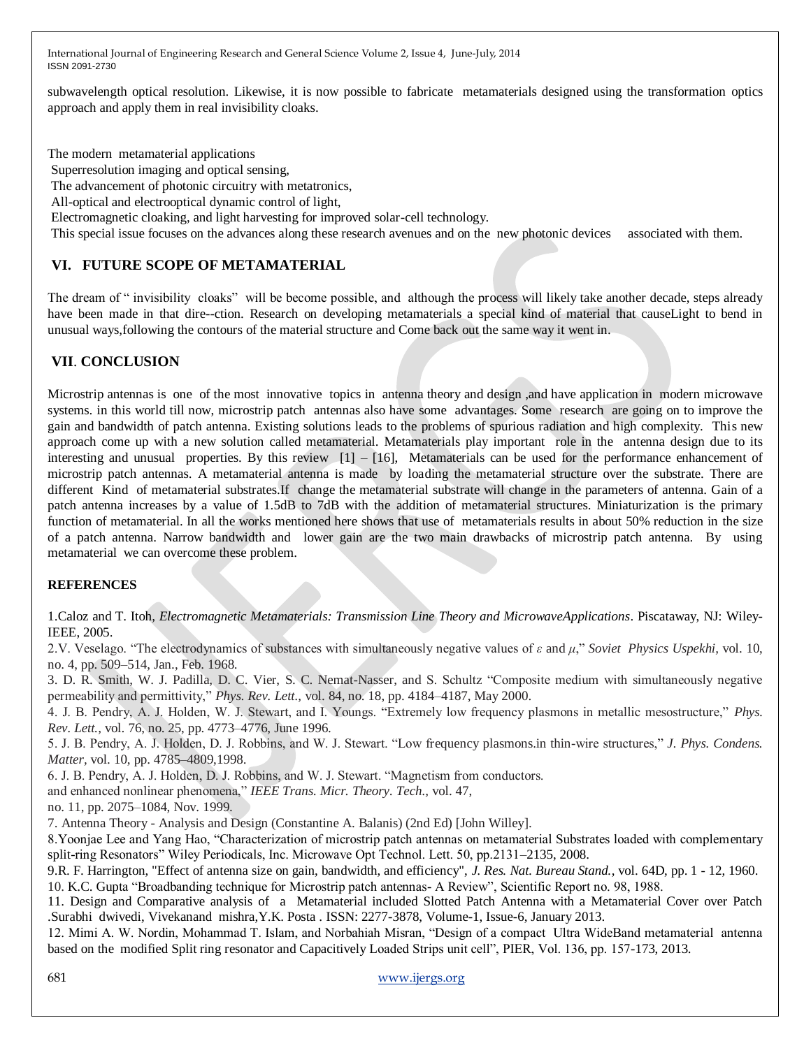subwavelength optical resolution. Likewise, it is now possible to fabricate metamaterials designed using the transformation optics approach and apply them in real invisibility cloaks.

The modern metamaterial applications

Superresolution imaging and optical sensing,

The advancement of photonic circuitry with metatronics,

All-optical and electrooptical dynamic control of light,

Electromagnetic cloaking, and light harvesting for improved solar-cell technology.

This special issue focuses on the advances along these research avenues and on the new photonic devices associated with them.

## VI. FUTURE SCOPE OF METAMATERIAL

The dream of " invisibility cloaks" will be become possible, and although the process will likely take another decade, steps already have been made in that dire--ction. Research on developing metamaterials a special kind of material that causeLight to bend in unusual ways,following the contours of the material structure and Come back out the same way it went in.

## VII. CONCLUSION

Microstrip antennas is one of the most innovative topics in antenna theory and design ,and have application in modern microwave systems. in this world till now, microstrip patch antennas also have some advantages. Some research are going on to improve the gain and bandwidth of patch antenna. Existing solutions leads to the problems of spurious radiation and high complexity. This new approach come up with a new solution called metamaterial. Metamaterials play important role in the antenna design due to its interesting and unusual properties. By this review [1] – [16], Metamaterials can be used for the performance enhancement of microstrip patch antennas. A metamaterial antenna is made by loading the metamaterial structure over the substrate. There are different Kind of metamaterial substrates.If change the metamaterial substrate will change in the parameters of antenna. Gain of a patch antenna increases by a value of 1.5dB to 7dB with the addition of metamaterial structures. Miniaturization is the primary function of metamaterial. In all the works mentioned here shows that use of metamaterials results in about 50% reduction in the size of a patch antenna. Narrow bandwidth and lower gain are the two main drawbacks of microstrip patch antenna. By using metamaterial we can overcome these problem.

**REFERENCES**

1.Caloz and T. Itoh, *Electromagnetic Metamaterials: Transmission Line Theory and MicrowaveApplications*. Piscataway, NJ: Wiley-IEEE, 2005.

2.V. Veselago. "The electrodynamics of substances with simultaneously negative values of $\varepsilon$ and $\mu$," *Soviet Physics Uspekhi*, vol. 10, no. 4, pp. 509–514, Jan., Feb. 1968.

3. D. R. Smith, W. J. Padilla, D. C. Vier, S. C. Nemat-Nasser, and S. Schultz "Composite medium with simultaneously negative permeability and permittivity," *Phys. Rev. Lett.*, vol. 84, no. 18, pp. 4184–4187, May 2000.

4. J. B. Pendry, A. J. Holden, W. J. Stewart, and I. Youngs. "Extremely low frequency plasmons in metallic mesostructure," *Phys. Rev. Lett.*, vol. 76, no. 25, pp. 4773–4776, June 1996.

5. J. B. Pendry, A. J. Holden, D. J. Robbins, and W. J. Stewart. "Low frequency plasmons.in thin-wire structures," *J. Phys. Condens. Matter*, vol. 10, pp. 4785–4809,1998.

6. J. B. Pendry, A. J. Holden, D. J. Robbins, and W. J. Stewart. "Magnetism from conductors. and enhanced nonlinear phenomena," *IEEE Trans. Micr. Theory. Tech.*, vol. 47, no. 11, pp. 2075–1084, Nov. 1999.

7. Antenna Theory - Analysis and Design (Constantine A. Balanis) (2nd Ed) [John Willey].

8.Yoonjae Lee and Yang Hao, "Characterization of microstrip patch antennas on metamaterial Substrates loaded with complementary split-ring Resonators" Wiley Periodicals, Inc. Microwave Opt Technol. Lett. 50, pp.2131–2135, 2008.

9.R. F. Harrington, "Effect of antenna size on gain, bandwidth, and efficiency", *J. Res. Nat. Bureau Stand.*, vol. 64D, pp. 1 - 12, 1960.

10. K.C. Gupta "Broadbanding technique for Microstrip patch antennas- A Review", Scientific Report no. 98, 1988.

11. Design and Comparative analysis of a Metamaterial included Slotted Patch Antenna with a Metamaterial Cover over Patch .Surabhi dwivedi, Vivekanand mishra,Y.K. Posta . ISSN: 2277-3878, Volume-1, Issue-6, January 2013.

12. Mimi A. W. Nordin, Mohammad T. Islam, and Norbahiah Misran, "Design of a compact Ultra WideBand metamaterial antenna based on the modified Split ring resonator and Capacitively Loaded Strips unit cell", PIER, Vol. 136, pp. 157-173, 2013.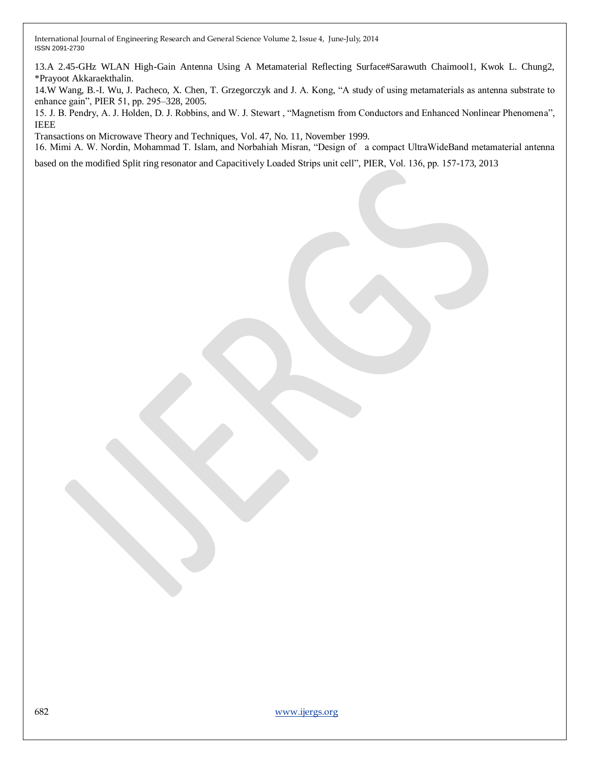13.A 2.45-GHz WLAN High-Gain Antenna Using A Metamaterial Reflecting Surface#Sarawuth Chaimool1, Kwok L. Chung2, *Prayoot Akkaraekthalin.

14.W Wang, B.-I. Wu, J. Pacheco, X. Chen, T. Grzegorczyk and J. A. Kong, "A study of using metamaterials as antenna substrate to enhance gain", PIER 51, pp. 295–328, 2005.

15. J. B. Pendry, A. J. Holden, D. J. Robbins, and W. J. Stewart , "Magnetism from Conductors and Enhanced Nonlinear Phenomena", IEEE
Transactions on Microwave Theory and Techniques, Vol. 47, No. 11, November 1999.

16. Mimi A. W. Nordin, Mohammad T. Islam, and Norbahiah Misran, "Design of a compact UltraWideBand metamaterial antenna based on the modified Split ring resonator and Capacitively Loaded Strips unit cell", PIER, Vol. 136, pp. 157-173, 2013